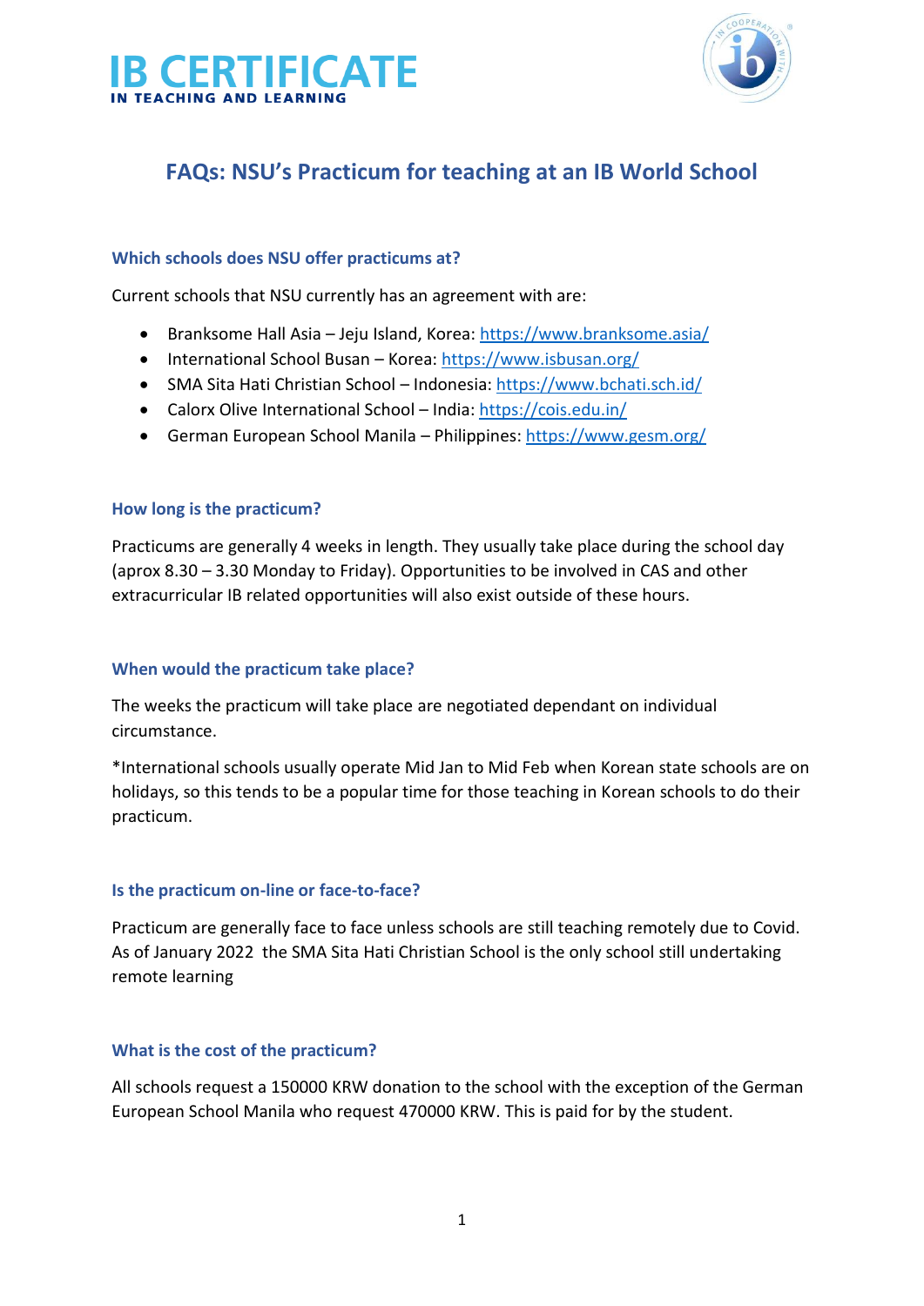# IB CERTIFICATE

IN TEACHING AND LEARNING

## FAQs: NSU's Practicum for teaching at an IB World School

### Which schools does NSU offer practicums at?

Current schools that NSU currently has an agreement with are:

- Branksome Hall Asia – Jeju Island, Korea: https://www.branksome.asia/
- International School Busan – Korea: https://www.isbusan.org/
- SMA Sita Hati Christian School – Indonesia: https://www.bchati.sch.id/
- Calorx Olive International School – India: https://cois.edu.in/
- German European School Manila – Philippines: https://www.gesm.org/

### How long is the practicum?

Practicums are generally 4 weeks in length. They usually take place during the school day (aprox 8.30 – 3.30 Monday to Friday). Opportunities to be involved in CAS and other extracurricular IB related opportunities will also exist outside of these hours.

### When would the practicum take place?

The weeks the practicum will take place are negotiated dependant on individual circumstance.

*International schools usually operate Mid Jan to Mid Feb when Korean state schools are on holidays, so this tends to be a popular time for those teaching in Korean schools to do their practicum.

### Is the practicum on-line or face-to-face?

Practicum are generally face to face unless schools are still teaching remotely due to Covid. As of January 2022 the SMA Sita Hati Christian School is the only school still undertaking remote learning

### What is the cost of the practicum?

All schools request a 150000 KRW donation to the school with the exception of the German European School Manila who request 470000 KRW. This is paid for by the student.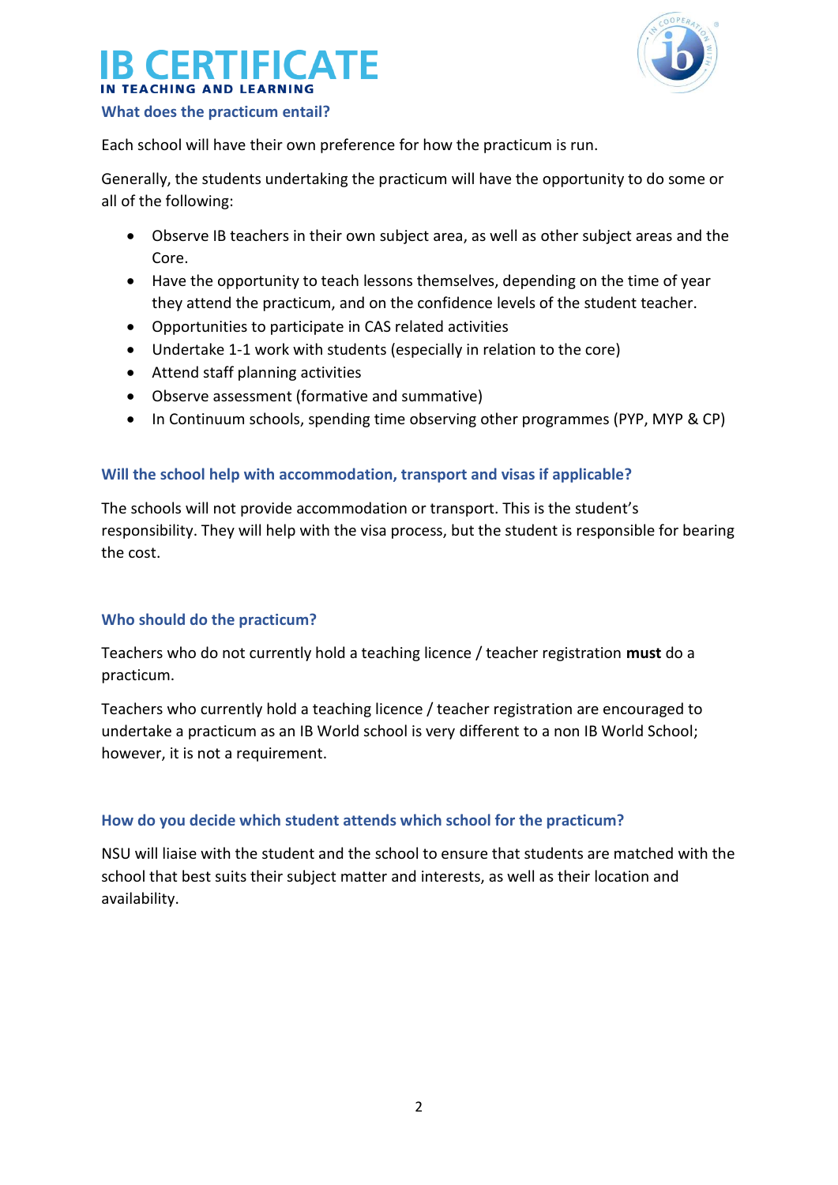# IB CERTIFICATE

IN TEACHING AND LEARNING

## What does the practicum entail?

Each school will have their own preference for how the practicum is run.

Generally, the students undertaking the practicum will have the opportunity to do some or all of the following:

- Observe IB teachers in their own subject area, as well as other subject areas and the Core.
- Have the opportunity to teach lessons themselves, depending on the time of year they attend the practicum, and on the confidence levels of the student teacher.
- Opportunities to participate in CAS related activities
- Undertake 1-1 work with students (especially in relation to the core)
- Attend staff planning activities
- Observe assessment (formative and summative)
- In Continuum schools, spending time observing other programmes (PYP, MYP & CP)

## Will the school help with accommodation, transport and visas if applicable?

The schools will not provide accommodation or transport. This is the student's responsibility. They will help with the visa process, but the student is responsible for bearing the cost.

## Who should do the practicum?

Teachers who do not currently hold a teaching licence / teacher registration **must** do a practicum.

Teachers who currently hold a teaching licence / teacher registration are encouraged to undertake a practicum as an IB World school is very different to a non IB World School; however, it is not a requirement.

## How do you decide which student attends which school for the practicum?

NSU will liaise with the student and the school to ensure that students are matched with the school that best suits their subject matter and interests, as well as their location and availability.